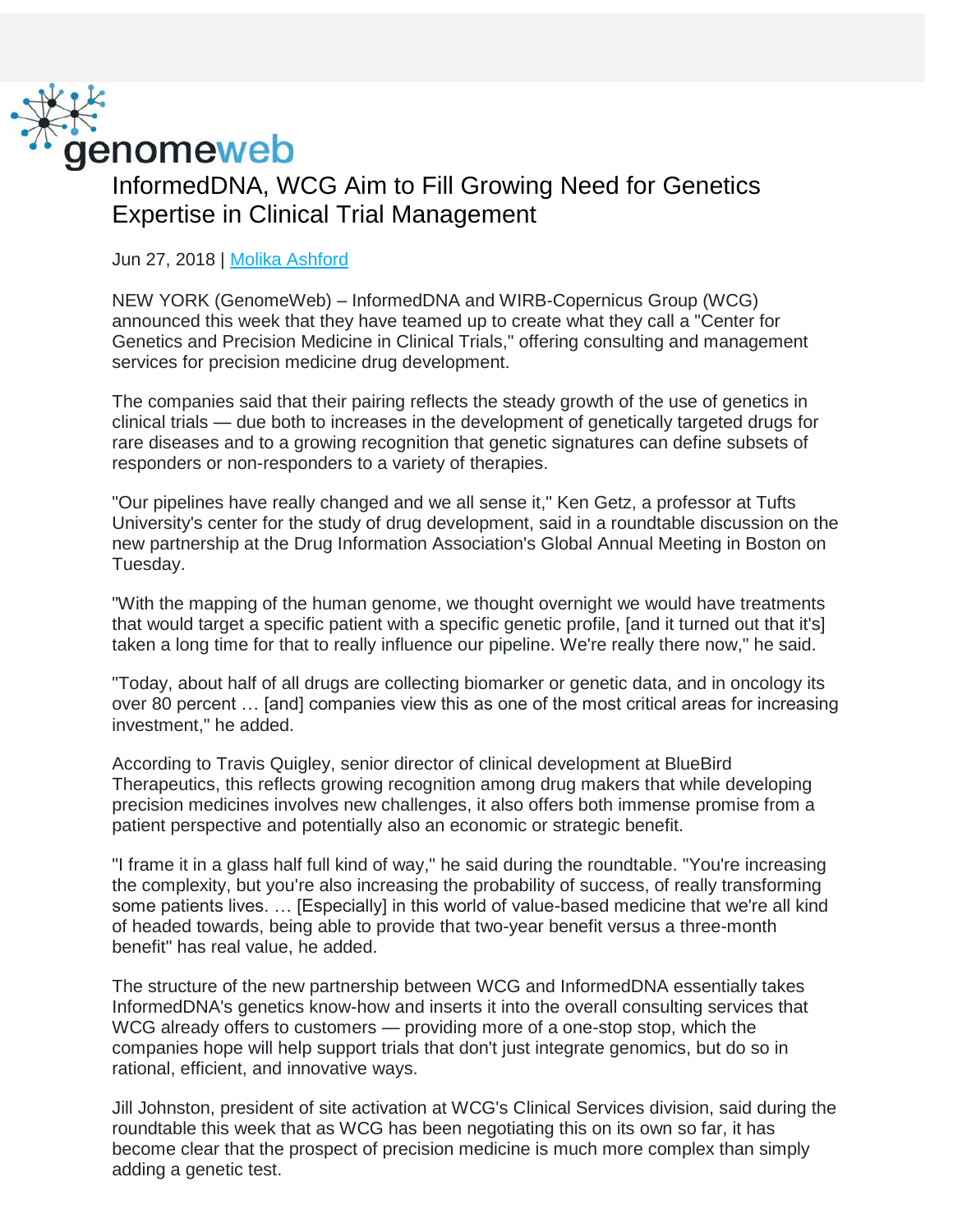genomeweb

# InformedDNA, WCG Aim to Fill Growing Need for Genetics Expertise in Clinical Trial Management

Jun 27, 2018 | Molika Ashford

NEW YORK (GenomeWeb) – InformedDNA and WIRB-Copernicus Group (WCG) announced this week that they have teamed up to create what they call a "Center for Genetics and Precision Medicine in Clinical Trials," offering consulting and management services for precision medicine drug development.

The companies said that their pairing reflects the steady growth of the use of genetics in clinical trials — due both to increases in the development of genetically targeted drugs for rare diseases and to a growing recognition that genetic signatures can define subsets of responders or non-responders to a variety of therapies.

"Our pipelines have really changed and we all sense it," Ken Getz, a professor at Tufts University's center for the study of drug development, said in a roundtable discussion on the new partnership at the Drug Information Association's Global Annual Meeting in Boston on Tuesday.

"With the mapping of the human genome, we thought overnight we would have treatments that would target a specific patient with a specific genetic profile, [and it turned out that it's] taken a long time for that to really influence our pipeline. We're really there now," he said.

"Today, about half of all drugs are collecting biomarker or genetic data, and in oncology its over 80 percent … [and] companies view this as one of the most critical areas for increasing investment," he added.

According to Travis Quigley, senior director of clinical development at BlueBird Therapeutics, this reflects growing recognition among drug makers that while developing precision medicines involves new challenges, it also offers both immense promise from a patient perspective and potentially also an economic or strategic benefit.

"I frame it in a glass half full kind of way," he said during the roundtable. "You're increasing the complexity, but you're also increasing the probability of success, of really transforming some patients lives. … [Especially] in this world of value-based medicine that we're all kind of headed towards, being able to provide that two-year benefit versus a three-month benefit" has real value, he added.

The structure of the new partnership between WCG and InformedDNA essentially takes InformedDNA's genetics know-how and inserts it into the overall consulting services that WCG already offers to customers — providing more of a one-stop stop, which the companies hope will help support trials that don't just integrate genomics, but do so in rational, efficient, and innovative ways.

Jill Johnston, president of site activation at WCG's Clinical Services division, said during the roundtable this week that as WCG has been negotiating this on its own so far, it has become clear that the prospect of precision medicine is much more complex than simply adding a genetic test.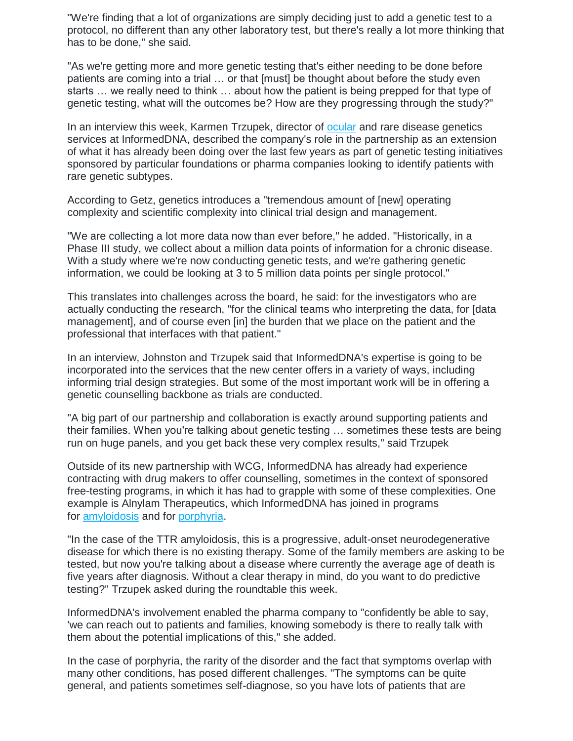"We're finding that a lot of organizations are simply deciding just to add a genetic test to a protocol, no different than any other laboratory test, but there's really a lot more thinking that has to be done," she said.

"As we're getting more and more genetic testing that's either needing to be done before patients are coming into a trial … or that [must] be thought about before the study even starts … we really need to think … about how the patient is being prepped for that type of genetic testing, what will the outcomes be? How are they progressing through the study?"

In an interview this week, Karmen Trzupek, director of ocular and rare disease genetics services at InformedDNA, described the company's role in the partnership as an extension of what it has already been doing over the last few years as part of genetic testing initiatives sponsored by particular foundations or pharma companies looking to identify patients with rare genetic subtypes.

According to Getz, genetics introduces a "tremendous amount of [new] operating complexity and scientific complexity into clinical trial design and management.

"We are collecting a lot more data now than ever before," he added. "Historically, in a Phase III study, we collect about a million data points of information for a chronic disease. With a study where we're now conducting genetic tests, and we're gathering genetic information, we could be looking at 3 to 5 million data points per single protocol."

This translates into challenges across the board, he said: for the investigators who are actually conducting the research, "for the clinical teams who interpreting the data, for [data management], and of course even [in] the burden that we place on the patient and the professional that interfaces with that patient."

In an interview, Johnston and Trzupek said that InformedDNA's expertise is going to be incorporated into the services that the new center offers in a variety of ways, including informing trial design strategies. But some of the most important work will be in offering a genetic counselling backbone as trials are conducted.

"A big part of our partnership and collaboration is exactly around supporting patients and their families. When you're talking about genetic testing … sometimes these tests are being run on huge panels, and you get back these very complex results," said Trzupek

Outside of its new partnership with WCG, InformedDNA has already had experience contracting with drug makers to offer counselling, sometimes in the context of sponsored free-testing programs, in which it has had to grapple with some of these complexities. One example is Alnylam Therapeutics, which InformedDNA has joined in programs for amyloidosis and for porphyria.

"In the case of the TTR amyloidosis, this is a progressive, adult-onset neurodegenerative disease for which there is no existing therapy. Some of the family members are asking to be tested, but now you're talking about a disease where currently the average age of death is five years after diagnosis. Without a clear therapy in mind, do you want to do predictive testing?" Trzupek asked during the roundtable this week.

InformedDNA's involvement enabled the pharma company to "confidently be able to say, 'we can reach out to patients and families, knowing somebody is there to really talk with them about the potential implications of this," she added.

In the case of porphyria, the rarity of the disorder and the fact that symptoms overlap with many other conditions, has posed different challenges. "The symptoms can be quite general, and patients sometimes self-diagnose, so you have lots of patients that are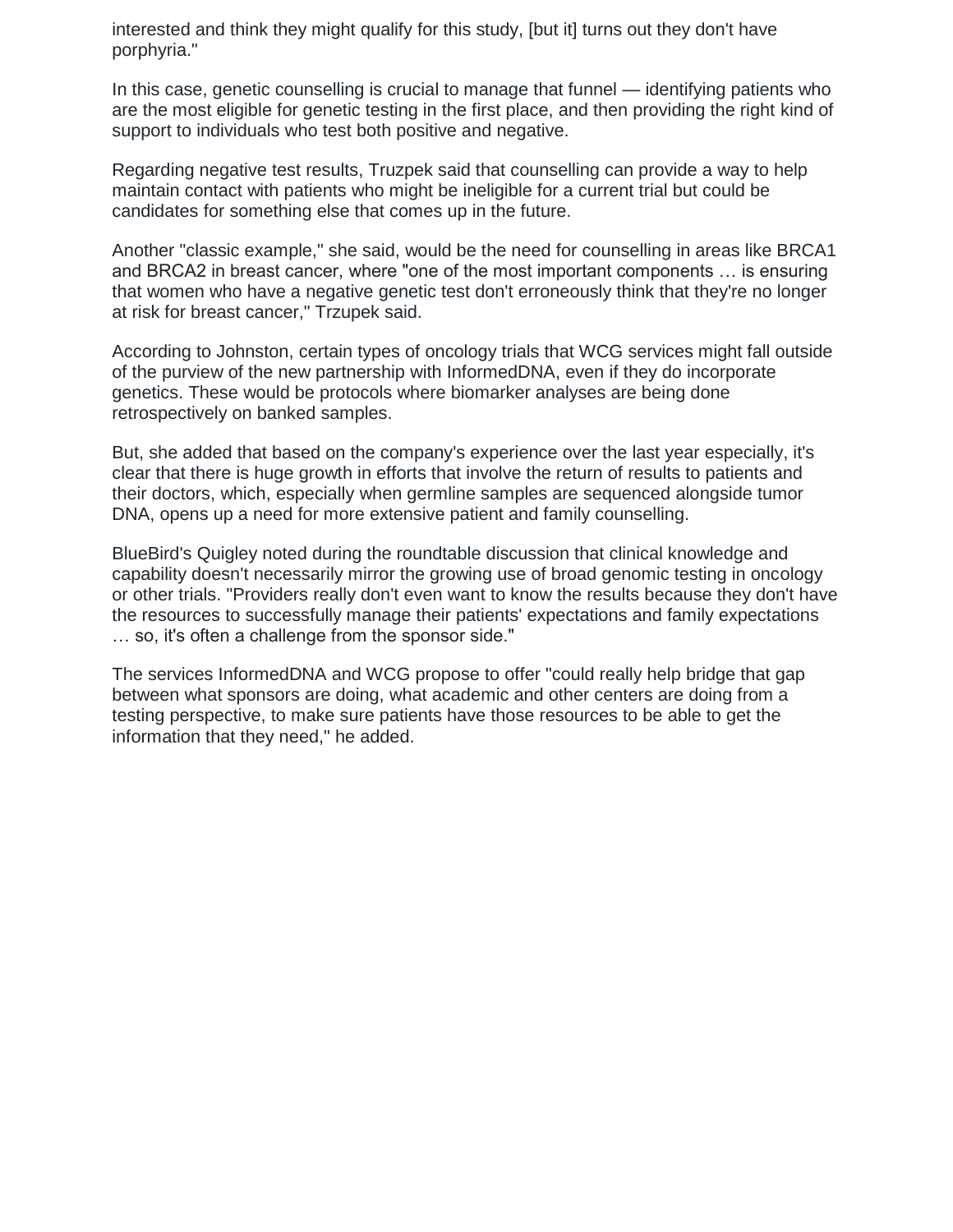interested and think they might qualify for this study, [but it] turns out they don't have porphyria."

In this case, genetic counselling is crucial to manage that funnel — identifying patients who are the most eligible for genetic testing in the first place, and then providing the right kind of support to individuals who test both positive and negative.

Regarding negative test results, Truzpek said that counselling can provide a way to help maintain contact with patients who might be ineligible for a current trial but could be candidates for something else that comes up in the future.

Another "classic example," she said, would be the need for counselling in areas like BRCA1 and BRCA2 in breast cancer, where "one of the most important components … is ensuring that women who have a negative genetic test don't erroneously think that they're no longer at risk for breast cancer," Trzupek said.

According to Johnston, certain types of oncology trials that WCG services might fall outside of the purview of the new partnership with InformedDNA, even if they do incorporate genetics. These would be protocols where biomarker analyses are being done retrospectively on banked samples.

But, she added that based on the company's experience over the last year especially, it's clear that there is huge growth in efforts that involve the return of results to patients and their doctors, which, especially when germline samples are sequenced alongside tumor DNA, opens up a need for more extensive patient and family counselling.

BlueBird's Quigley noted during the roundtable discussion that clinical knowledge and capability doesn't necessarily mirror the growing use of broad genomic testing in oncology or other trials. "Providers really don't even want to know the results because they don't have the resources to successfully manage their patients' expectations and family expectations … so, it's often a challenge from the sponsor side."

The services InformedDNA and WCG propose to offer "could really help bridge that gap between what sponsors are doing, what academic and other centers are doing from a testing perspective, to make sure patients have those resources to be able to get the information that they need," he added.